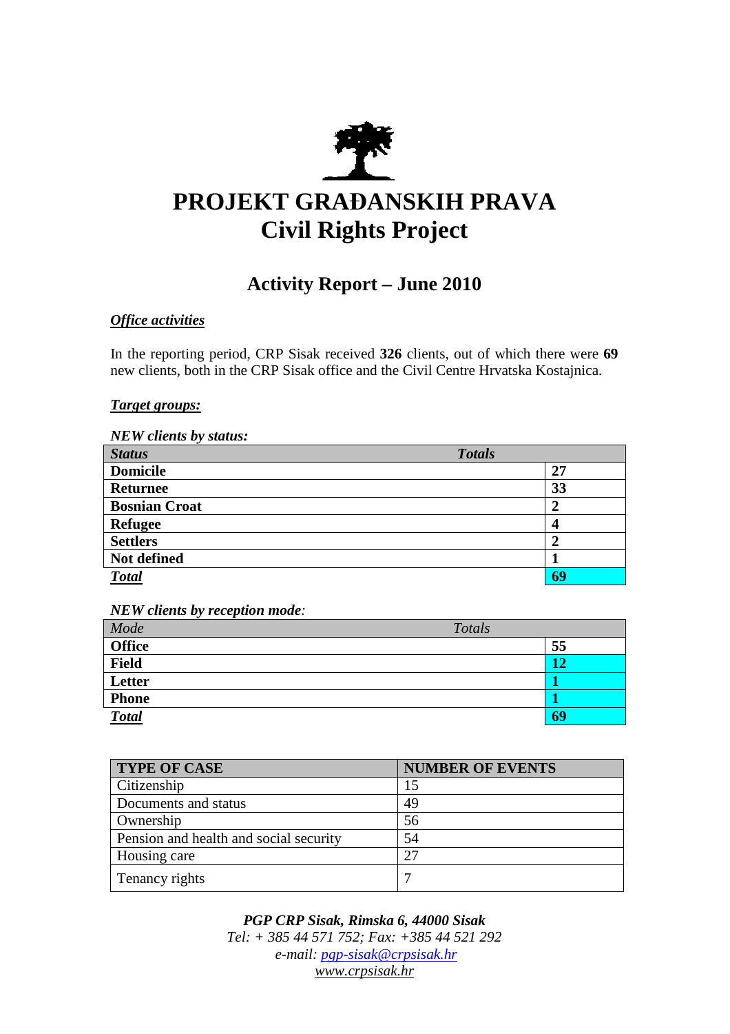# PROJEKT GRAĐANSKIH PRAVA
# Civil Rights Project

## Activity Report – June 2010

***Office activities***

In the reporting period, CRP Sisak received **326** clients, out of which there were **69** new clients, both in the CRP Sisak office and the Civil Centre Hrvatska Kostajnica.

***Target groups:***

*NEW clients by status:*

| *Status* | *Totals* |
|---|---|
| **Domicile** | **27** |
| **Returnee** | **33** |
| **Bosnian Croat** | **2** |
| **Refugee** | **4** |
| **Settlers** | **2** |
| **Not defined** | **1** |
| ***Total*** | **69** |

*NEW clients by reception mode:*

| *Mode* | *Totals* |
|---|---|
| **Office** | **55** |
| **Field** | **12** |
| **Letter** | **1** |
| **Phone** | **1** |
| ***Total*** | **69** |

| TYPE OF CASE | NUMBER OF EVENTS |
|---|---|
| Citizenship | 15 |
| Documents and status | 49 |
| Ownership | 56 |
| Pension and health and social security | 54 |
| Housing care | 27 |
| Tenancy rights | 7 |

***PGP CRP Sisak, Rimska 6, 44000 Sisak***
*Tel: + 385 44 571 752; Fax: +385 44 521 292*
*e-mail: pgp-sisak@crpsisak.hr*
*www.crpsisak.hr*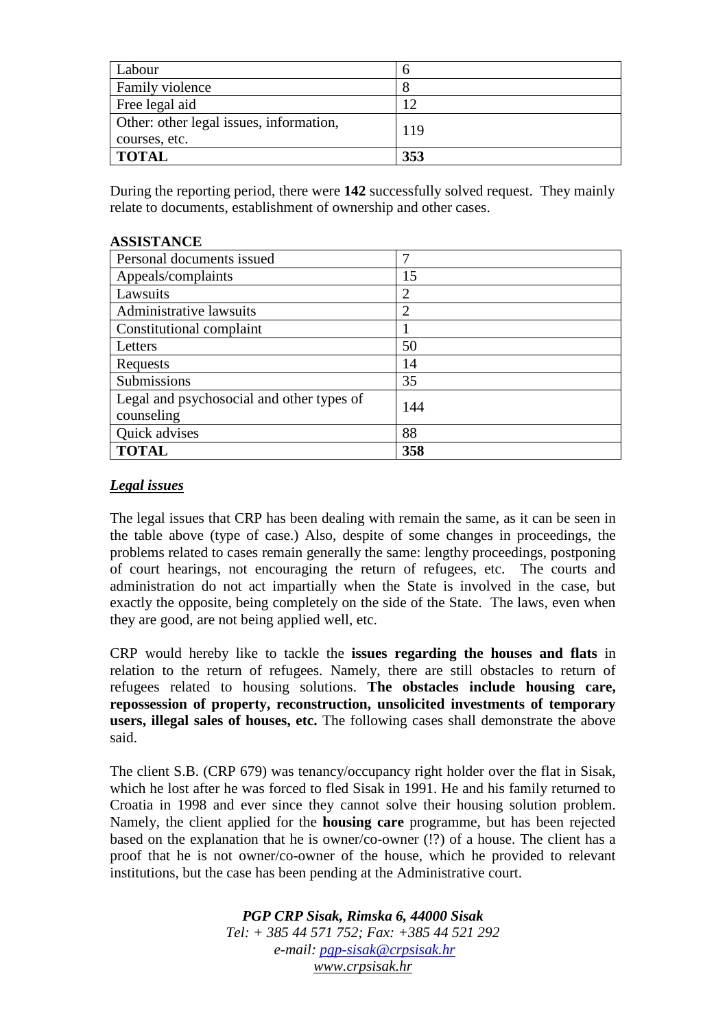| Labour | 6 |
| --- | --- |
| Family violence | 8 |
| Free legal aid | 12 |
| Other: other legal issues, information, courses, etc. | 119 |
| **TOTAL** | **353** |

During the reporting period, there were **142** successfully solved request. They mainly relate to documents, establishment of ownership and other cases.

**ASSISTANCE**

| Personal documents issued | 7 |
| --- | --- |
| Appeals/complaints | 15 |
| Lawsuits | 2 |
| Administrative lawsuits | 2 |
| Constitutional complaint | 1 |
| Letters | 50 |
| Requests | 14 |
| Submissions | 35 |
| Legal and psychosocial and other types of counseling | 144 |
| Quick advises | 88 |
| **TOTAL** | **358** |

***Legal issues***

The legal issues that CRP has been dealing with remain the same, as it can be seen in the table above (type of case.) Also, despite of some changes in proceedings, the problems related to cases remain generally the same: lengthy proceedings, postponing of court hearings, not encouraging the return of refugees, etc. The courts and administration do not act impartially when the State is involved in the case, but exactly the opposite, being completely on the side of the State. The laws, even when they are good, are not being applied well, etc.

CRP would hereby like to tackle the **issues regarding the houses and flats** in relation to the return of refugees. Namely, there are still obstacles to return of refugees related to housing solutions. **The obstacles include housing care, repossession of property, reconstruction, unsolicited investments of temporary users, illegal sales of houses, etc.** The following cases shall demonstrate the above said.

The client S.B. (CRP 679) was tenancy/occupancy right holder over the flat in Sisak, which he lost after he was forced to fled Sisak in 1991. He and his family returned to Croatia in 1998 and ever since they cannot solve their housing solution problem. Namely, the client applied for the **housing care** programme, but has been rejected based on the explanation that he is owner/co-owner (!?) of a house. The client has a proof that he is not owner/co-owner of the house, which he provided to relevant institutions, but the case has been pending at the Administrative court.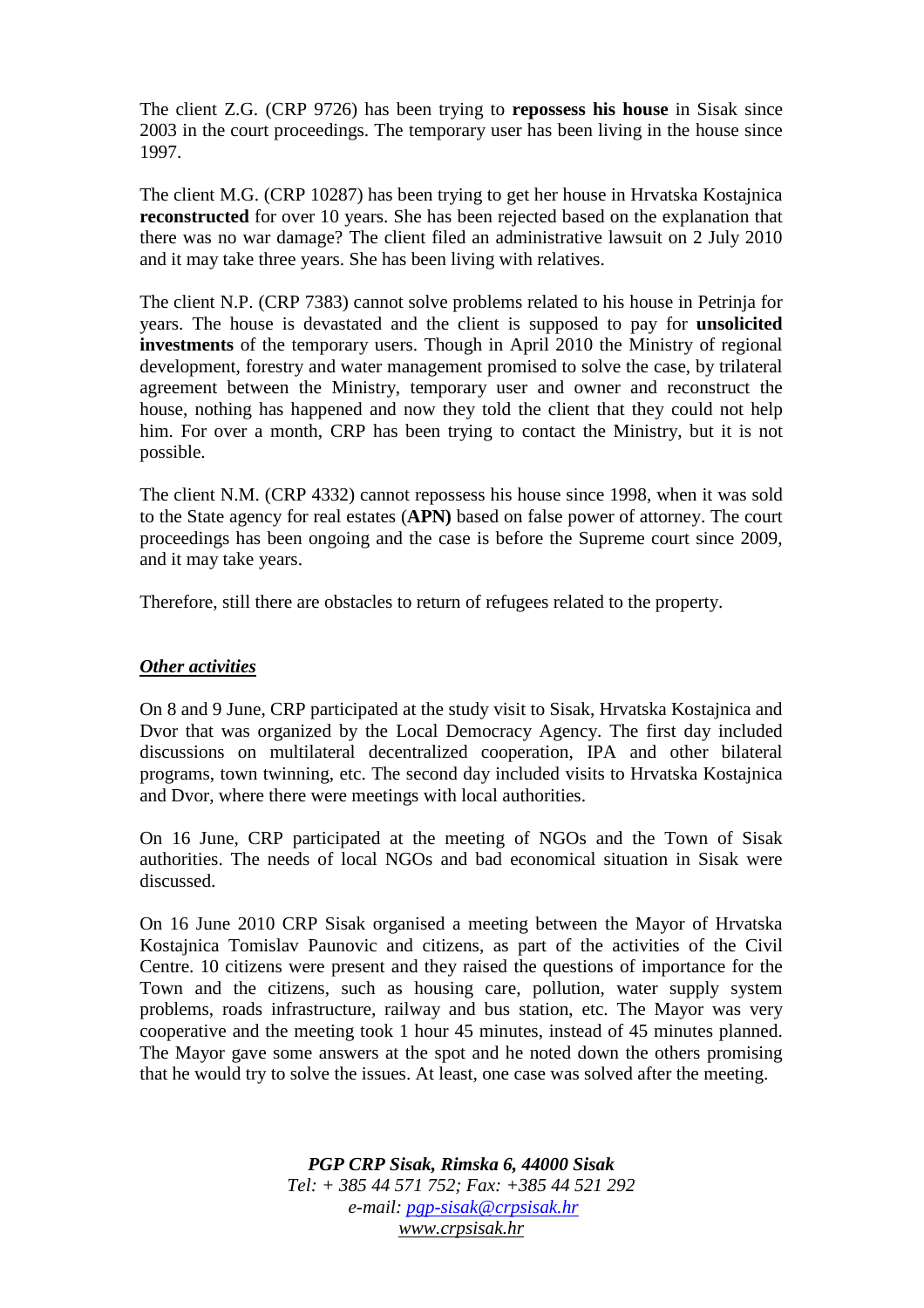The client Z.G. (CRP 9726) has been trying to **repossess his house** in Sisak since 2003 in the court proceedings. The temporary user has been living in the house since 1997.

The client M.G. (CRP 10287) has been trying to get her house in Hrvatska Kostajnica **reconstructed** for over 10 years. She has been rejected based on the explanation that there was no war damage? The client filed an administrative lawsuit on 2 July 2010 and it may take three years. She has been living with relatives.

The client N.P. (CRP 7383) cannot solve problems related to his house in Petrinja for years. The house is devastated and the client is supposed to pay for **unsolicited investments** of the temporary users. Though in April 2010 the Ministry of regional development, forestry and water management promised to solve the case, by trilateral agreement between the Ministry, temporary user and owner and reconstruct the house, nothing has happened and now they told the client that they could not help him. For over a month, CRP has been trying to contact the Ministry, but it is not possible.

The client N.M. (CRP 4332) cannot repossess his house since 1998, when it was sold to the State agency for real estates (**APN)** based on false power of attorney. The court proceedings has been ongoing and the case is before the Supreme court since 2009, and it may take years.

Therefore, still there are obstacles to return of refugees related to the property.

***Other activities***

On 8 and 9 June, CRP participated at the study visit to Sisak, Hrvatska Kostajnica and Dvor that was organized by the Local Democracy Agency. The first day included discussions on multilateral decentralized cooperation, IPA and other bilateral programs, town twinning, etc. The second day included visits to Hrvatska Kostajnica and Dvor, where there were meetings with local authorities.

On 16 June, CRP participated at the meeting of NGOs and the Town of Sisak authorities. The needs of local NGOs and bad economical situation in Sisak were discussed.

On 16 June 2010 CRP Sisak organised a meeting between the Mayor of Hrvatska Kostajnica Tomislav Paunovic and citizens, as part of the activities of the Civil Centre. 10 citizens were present and they raised the questions of importance for the Town and the citizens, such as housing care, pollution, water supply system problems, roads infrastructure, railway and bus station, etc. The Mayor was very cooperative and the meeting took 1 hour 45 minutes, instead of 45 minutes planned. The Mayor gave some answers at the spot and he noted down the others promising that he would try to solve the issues. At least, one case was solved after the meeting.

***PGP CRP Sisak, Rimska 6, 44000 Sisak***
*Tel: + 385 44 571 752; Fax: +385 44 521 292*
*e-mail: pgp-sisak@crpsisak.hr*
*www.crpsisak.hr*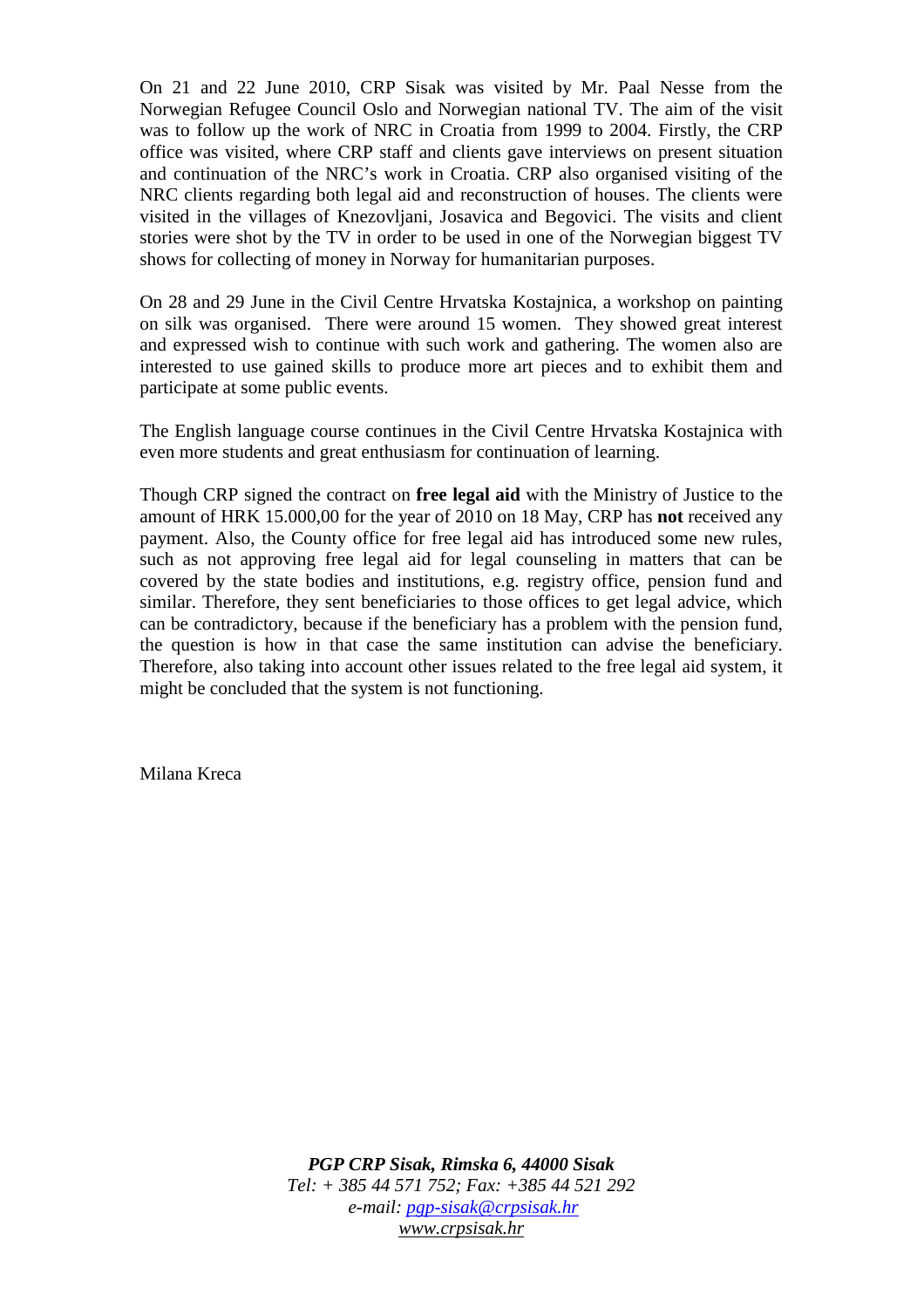On 21 and 22 June 2010, CRP Sisak was visited by Mr. Paal Nesse from the Norwegian Refugee Council Oslo and Norwegian national TV. The aim of the visit was to follow up the work of NRC in Croatia from 1999 to 2004. Firstly, the CRP office was visited, where CRP staff and clients gave interviews on present situation and continuation of the NRC's work in Croatia. CRP also organised visiting of the NRC clients regarding both legal aid and reconstruction of houses. The clients were visited in the villages of Knezovljani, Josavica and Begovici. The visits and client stories were shot by the TV in order to be used in one of the Norwegian biggest TV shows for collecting of money in Norway for humanitarian purposes.

On 28 and 29 June in the Civil Centre Hrvatska Kostajnica, a workshop on painting on silk was organised. There were around 15 women. They showed great interest and expressed wish to continue with such work and gathering. The women also are interested to use gained skills to produce more art pieces and to exhibit them and participate at some public events.

The English language course continues in the Civil Centre Hrvatska Kostajnica with even more students and great enthusiasm for continuation of learning.

Though CRP signed the contract on **free legal aid** with the Ministry of Justice to the amount of HRK 15.000,00 for the year of 2010 on 18 May, CRP has **not** received any payment. Also, the County office for free legal aid has introduced some new rules, such as not approving free legal aid for legal counseling in matters that can be covered by the state bodies and institutions, e.g. registry office, pension fund and similar. Therefore, they sent beneficiaries to those offices to get legal advice, which can be contradictory, because if the beneficiary has a problem with the pension fund, the question is how in that case the same institution can advise the beneficiary. Therefore, also taking into account other issues related to the free legal aid system, it might be concluded that the system is not functioning.

Milana Kreca